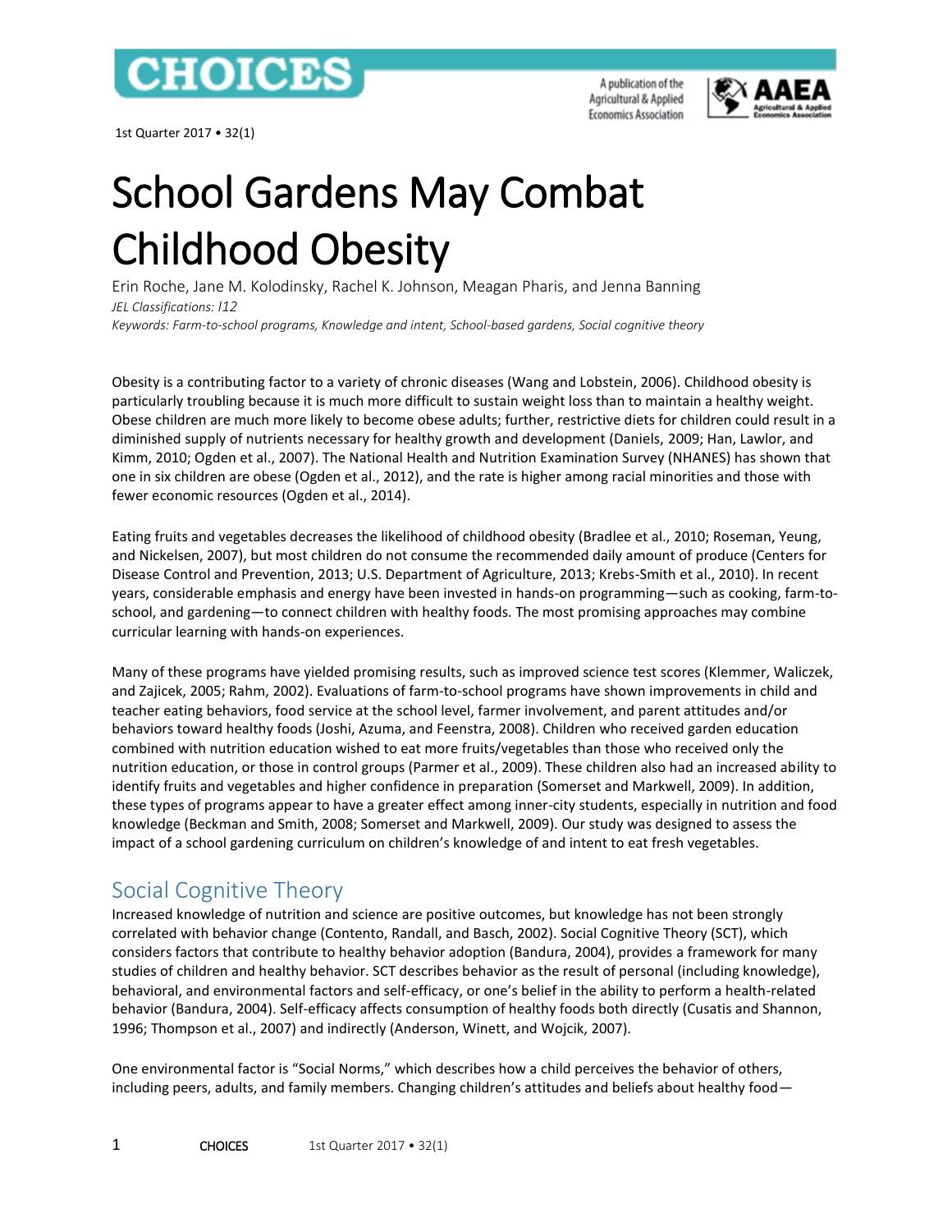# School Gardens May Combat Childhood Obesity

Erin Roche, Jane M. Kolodinsky, Rachel K. Johnson, Meagan Pharis, and Jenna Banning

*JEL Classifications: I12*

*Keywords: Farm-to-school programs, Knowledge and intent, School-based gardens, Social cognitive theory*

Obesity is a contributing factor to a variety of chronic diseases (Wang and Lobstein, 2006). Childhood obesity is particularly troubling because it is much more difficult to sustain weight loss than to maintain a healthy weight. Obese children are much more likely to become obese adults; further, restrictive diets for children could result in a diminished supply of nutrients necessary for healthy growth and development (Daniels, 2009; Han, Lawlor, and Kimm, 2010; Ogden et al., 2007). The National Health and Nutrition Examination Survey (NHANES) has shown that one in six children are obese (Ogden et al., 2012), and the rate is higher among racial minorities and those with fewer economic resources (Ogden et al., 2014).

Eating fruits and vegetables decreases the likelihood of childhood obesity (Bradlee et al., 2010; Roseman, Yeung, and Nickelsen, 2007), but most children do not consume the recommended daily amount of produce (Centers for Disease Control and Prevention, 2013; U.S. Department of Agriculture, 2013; Krebs-Smith et al., 2010). In recent years, considerable emphasis and energy have been invested in hands-on programming—such as cooking, farm-to-school, and gardening—to connect children with healthy foods. The most promising approaches may combine curricular learning with hands-on experiences.

Many of these programs have yielded promising results, such as improved science test scores (Klemmer, Waliczek, and Zajicek, 2005; Rahm, 2002). Evaluations of farm-to-school programs have shown improvements in child and teacher eating behaviors, food service at the school level, farmer involvement, and parent attitudes and/or behaviors toward healthy foods (Joshi, Azuma, and Feenstra, 2008). Children who received garden education combined with nutrition education wished to eat more fruits/vegetables than those who received only the nutrition education, or those in control groups (Parmer et al., 2009). These children also had an increased ability to identify fruits and vegetables and higher confidence in preparation (Somerset and Markwell, 2009). In addition, these types of programs appear to have a greater effect among inner-city students, especially in nutrition and food knowledge (Beckman and Smith, 2008; Somerset and Markwell, 2009). Our study was designed to assess the impact of a school gardening curriculum on children's knowledge of and intent to eat fresh vegetables.

## Social Cognitive Theory

Increased knowledge of nutrition and science are positive outcomes, but knowledge has not been strongly correlated with behavior change (Contento, Randall, and Basch, 2002). Social Cognitive Theory (SCT), which considers factors that contribute to healthy behavior adoption (Bandura, 2004), provides a framework for many studies of children and healthy behavior. SCT describes behavior as the result of personal (including knowledge), behavioral, and environmental factors and self-efficacy, or one's belief in the ability to perform a health-related behavior (Bandura, 2004). Self-efficacy affects consumption of healthy foods both directly (Cusatis and Shannon, 1996; Thompson et al., 2007) and indirectly (Anderson, Winett, and Wojcik, 2007).

One environmental factor is "Social Norms," which describes how a child perceives the behavior of others, including peers, adults, and family members. Changing children's attitudes and beliefs about healthy food—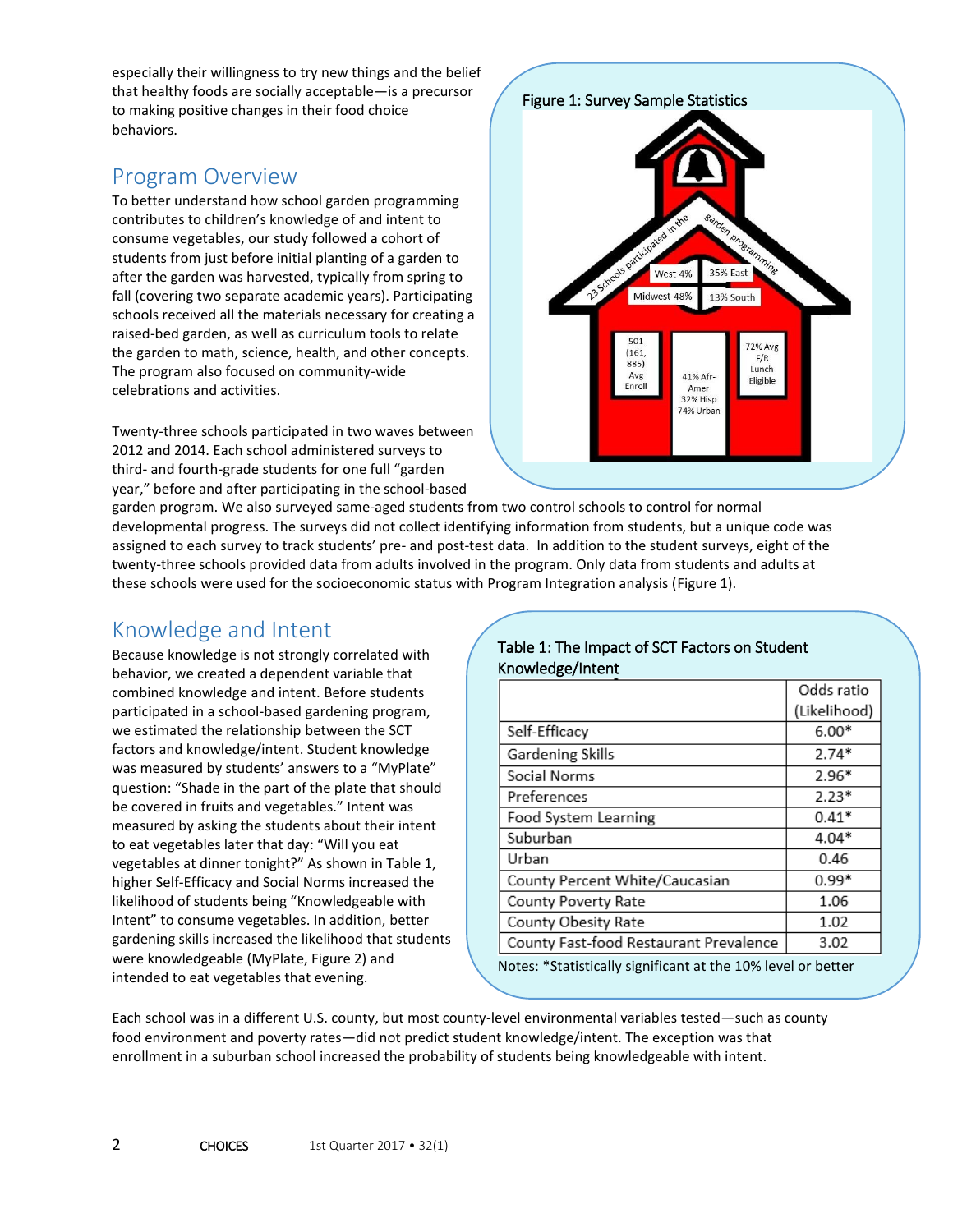especially their willingness to try new things and the belief that healthy foods are socially acceptable—is a precursor to making positive changes in their food choice behaviors.

## Program Overview

To better understand how school garden programming contributes to children's knowledge of and intent to consume vegetables, our study followed a cohort of students from just before initial planting of a garden to after the garden was harvested, typically from spring to fall (covering two separate academic years). Participating schools received all the materials necessary for creating a raised-bed garden, as well as curriculum tools to relate the garden to math, science, health, and other concepts. The program also focused on community-wide celebrations and activities.

Figure 1: Survey Sample Statistics

23 Schools participated in the garden programming

West 4% | 35% East | Midwest 48% | 13% South

501 (161, 885) Avg Enroll

41% Afr-Amer
32% Hisp
74% Urban

72% Avg F/R Lunch Eligible

Twenty-three schools participated in two waves between 2012 and 2014. Each school administered surveys to third- and fourth-grade students for one full "garden year," before and after participating in the school-based garden program. We also surveyed same-aged students from two control schools to control for normal developmental progress. The surveys did not collect identifying information from students, but a unique code was assigned to each survey to track students' pre- and post-test data. In addition to the student surveys, eight of the twenty-three schools provided data from adults involved in the program. Only data from students and adults at these schools were used for the socioeconomic status with Program Integration analysis (Figure 1).

## Knowledge and Intent

Because knowledge is not strongly correlated with behavior, we created a dependent variable that combined knowledge and intent. Before students participated in a school-based gardening program, we estimated the relationship between the SCT factors and knowledge/intent. Student knowledge was measured by students' answers to a "MyPlate" question: "Shade in the part of the plate that should be covered in fruits and vegetables." Intent was measured by asking the students about their intent to eat vegetables later that day: "Will you eat vegetables at dinner tonight?" As shown in Table 1, higher Self-Efficacy and Social Norms increased the likelihood of students being "Knowledgeable with Intent" to consume vegetables. In addition, better gardening skills increased the likelihood that students were knowledgeable (MyPlate, Figure 2) and intended to eat vegetables that evening.

Table 1: The Impact of SCT Factors on Student Knowledge/Intent

| | Odds ratio (Likelihood) |
|---|---|
| Self-Efficacy | 6.00* |
| Gardening Skills | 2.74* |
| Social Norms | 2.96* |
| Preferences | 2.23* |
| Food System Learning | 0.41* |
| Suburban | 4.04* |
| Urban | 0.46 |
| County Percent White/Caucasian | 0.99* |
| County Poverty Rate | 1.06 |
| County Obesity Rate | 1.02 |
| County Fast-food Restaurant Prevalence | 3.02 |

Notes: *Statistically significant at the 10% level or better

Each school was in a different U.S. county, but most county-level environmental variables tested—such as county food environment and poverty rates—did not predict student knowledge/intent. The exception was that enrollment in a suburban school increased the probability of students being knowledgeable with intent.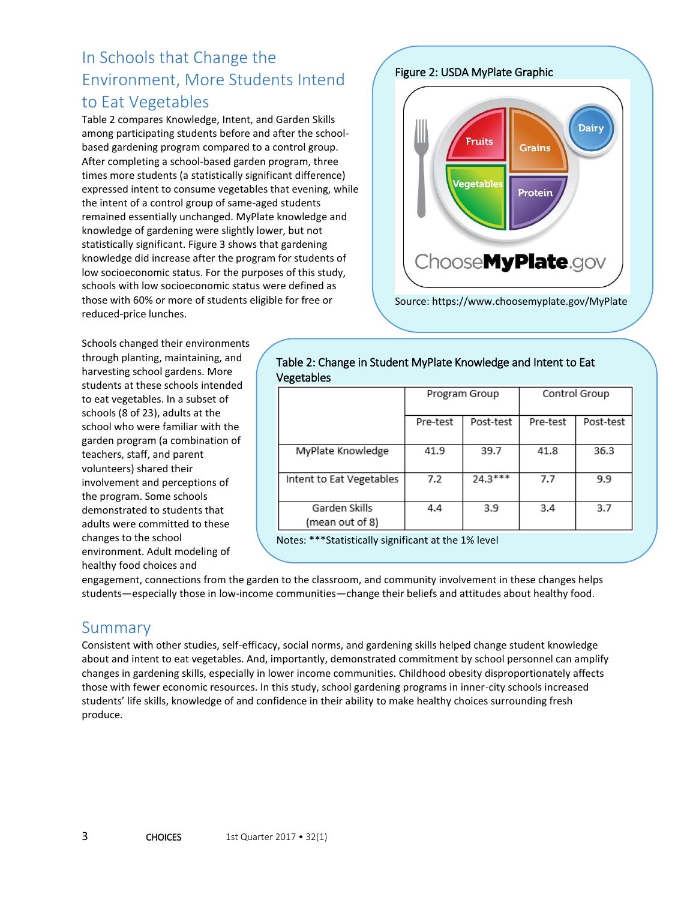## In Schools that Change the Environment, More Students Intend to Eat Vegetables

Table 2 compares Knowledge, Intent, and Garden Skills among participating students before and after the school-based gardening program compared to a control group. After completing a school-based garden program, three times more students (a statistically significant difference) expressed intent to consume vegetables that evening, while the intent of a control group of same-aged students remained essentially unchanged. MyPlate knowledge and knowledge of gardening were slightly lower, but not statistically significant. Figure 3 shows that gardening knowledge did increase after the program for students of low socioeconomic status. For the purposes of this study, schools with low socioeconomic status were defined as those with 60% or more of students eligible for free or reduced-price lunches.

Figure 2: USDA MyPlate Graphic

Source: https://www.choosemyplate.gov/MyPlate

Schools changed their environments through planting, maintaining, and harvesting school gardens. More students at these schools intended to eat vegetables. In a subset of schools (8 of 23), adults at the school who were familiar with the garden program (a combination of teachers, staff, and parent volunteers) shared their involvement and perceptions of the program. Some schools demonstrated to students that adults were committed to these changes to the school environment. Adult modeling of healthy food choices and engagement, connections from the garden to the classroom, and community involvement in these changes helps students—especially those in low-income communities—change their beliefs and attitudes about healthy food.

Table 2: Change in Student MyPlate Knowledge and Intent to Eat Vegetables

| | Program Group | | Control Group | |
|---|---|---|---|---|
| | Pre-test | Post-test | Pre-test | Post-test |
| MyPlate Knowledge | 41.9 | 39.7 | 41.8 | 36.3 |
| Intent to Eat Vegetables | 7.2 | 24.3*** | 7.7 | 9.9 |
| Garden Skills (mean out of 8) | 4.4 | 3.9 | 3.4 | 3.7 |

Notes: ***Statistically significant at the 1% level

## Summary

Consistent with other studies, self-efficacy, social norms, and gardening skills helped change student knowledge about and intent to eat vegetables. And, importantly, demonstrated commitment by school personnel can amplify changes in gardening skills, especially in lower income communities. Childhood obesity disproportionately affects those with fewer economic resources. In this study, school gardening programs in inner-city schools increased students' life skills, knowledge of and confidence in their ability to make healthy choices surrounding fresh produce.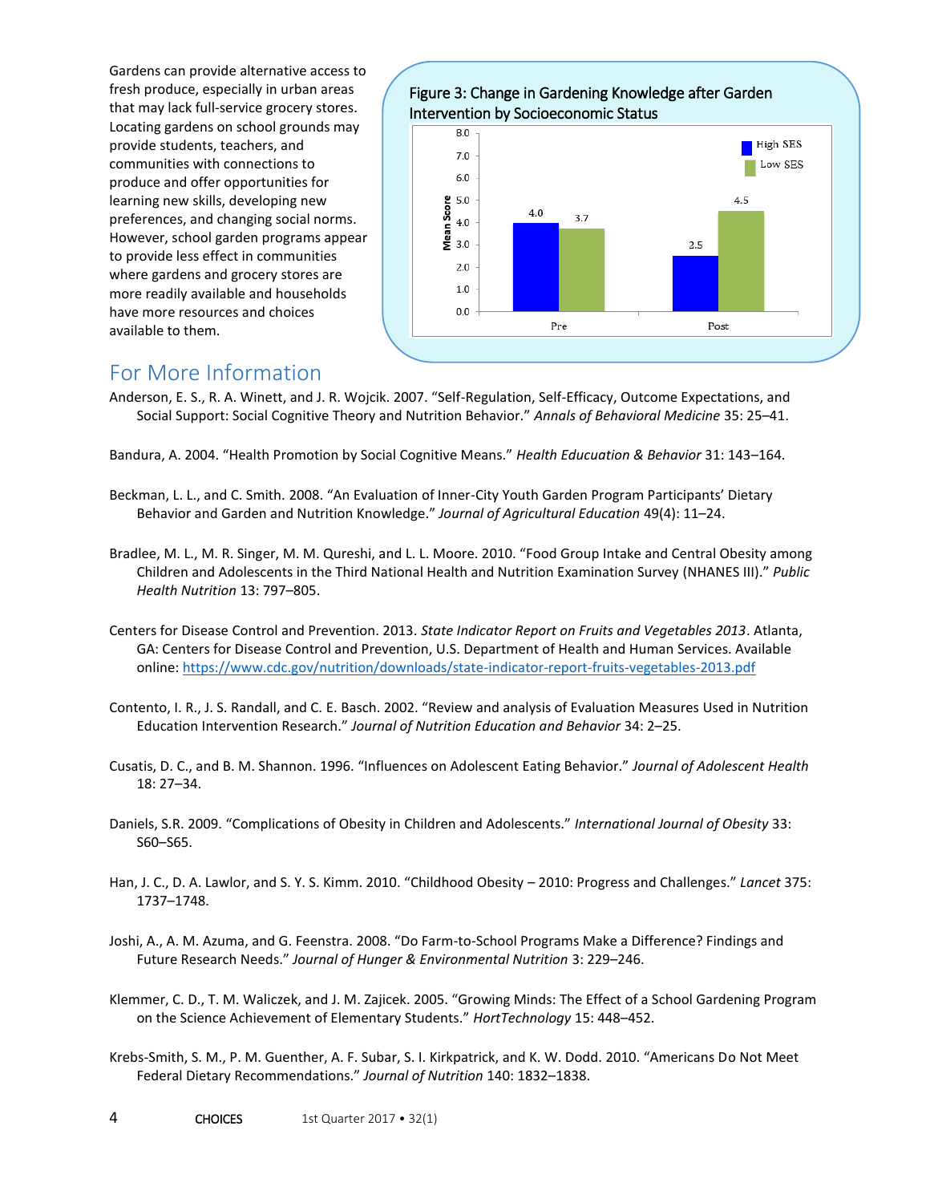Gardens can provide alternative access to fresh produce, especially in urban areas that may lack full-service grocery stores. Locating gardens on school grounds may provide students, teachers, and communities with connections to produce and offer opportunities for learning new skills, developing new preferences, and changing social norms. However, school garden programs appear to provide less effect in communities where gardens and grocery stores are more readily available and households have more resources and choices available to them.

Figure 3: Change in Gardening Knowledge after Garden Intervention by Socioeconomic Status

| | High SES | Low SES |
|---|---|---|
| Pre | 4.0 | 3.7 |
| Post | 2.5 | 4.5 |

Mean Score

## For More Information

Anderson, E. S., R. A. Winett, and J. R. Wojcik. 2007. "Self-Regulation, Self-Efficacy, Outcome Expectations, and Social Support: Social Cognitive Theory and Nutrition Behavior." *Annals of Behavioral Medicine* 35: 25–41.

Bandura, A. 2004. "Health Promotion by Social Cognitive Means." *Health Educuation & Behavior* 31: 143–164.

Beckman, L. L., and C. Smith. 2008. "An Evaluation of Inner-City Youth Garden Program Participants' Dietary Behavior and Garden and Nutrition Knowledge." *Journal of Agricultural Education* 49(4): 11–24.

Bradlee, M. L., M. R. Singer, M. M. Qureshi, and L. L. Moore. 2010. "Food Group Intake and Central Obesity among Children and Adolescents in the Third National Health and Nutrition Examination Survey (NHANES III)." *Public Health Nutrition* 13: 797–805.

Centers for Disease Control and Prevention. 2013. *State Indicator Report on Fruits and Vegetables 2013*. Atlanta, GA: Centers for Disease Control and Prevention, U.S. Department of Health and Human Services. Available online: https://www.cdc.gov/nutrition/downloads/state-indicator-report-fruits-vegetables-2013.pdf

Contento, I. R., J. S. Randall, and C. E. Basch. 2002. "Review and analysis of Evaluation Measures Used in Nutrition Education Intervention Research." *Journal of Nutrition Education and Behavior* 34: 2–25.

Cusatis, D. C., and B. M. Shannon. 1996. "Influences on Adolescent Eating Behavior." *Journal of Adolescent Health* 18: 27–34.

Daniels, S.R. 2009. "Complications of Obesity in Children and Adolescents." *International Journal of Obesity* 33: S60–S65.

Han, J. C., D. A. Lawlor, and S. Y. S. Kimm. 2010. "Childhood Obesity – 2010: Progress and Challenges." *Lancet* 375: 1737–1748.

Joshi, A., A. M. Azuma, and G. Feenstra. 2008. "Do Farm-to-School Programs Make a Difference? Findings and Future Research Needs." *Journal of Hunger & Environmental Nutrition* 3: 229–246.

Klemmer, C. D., T. M. Waliczek, and J. M. Zajicek. 2005. "Growing Minds: The Effect of a School Gardening Program on the Science Achievement of Elementary Students." *HortTechnology* 15: 448–452.

Krebs-Smith, S. M., P. M. Guenther, A. F. Subar, S. I. Kirkpatrick, and K. W. Dodd. 2010. "Americans Do Not Meet Federal Dietary Recommendations." *Journal of Nutrition* 140: 1832–1838.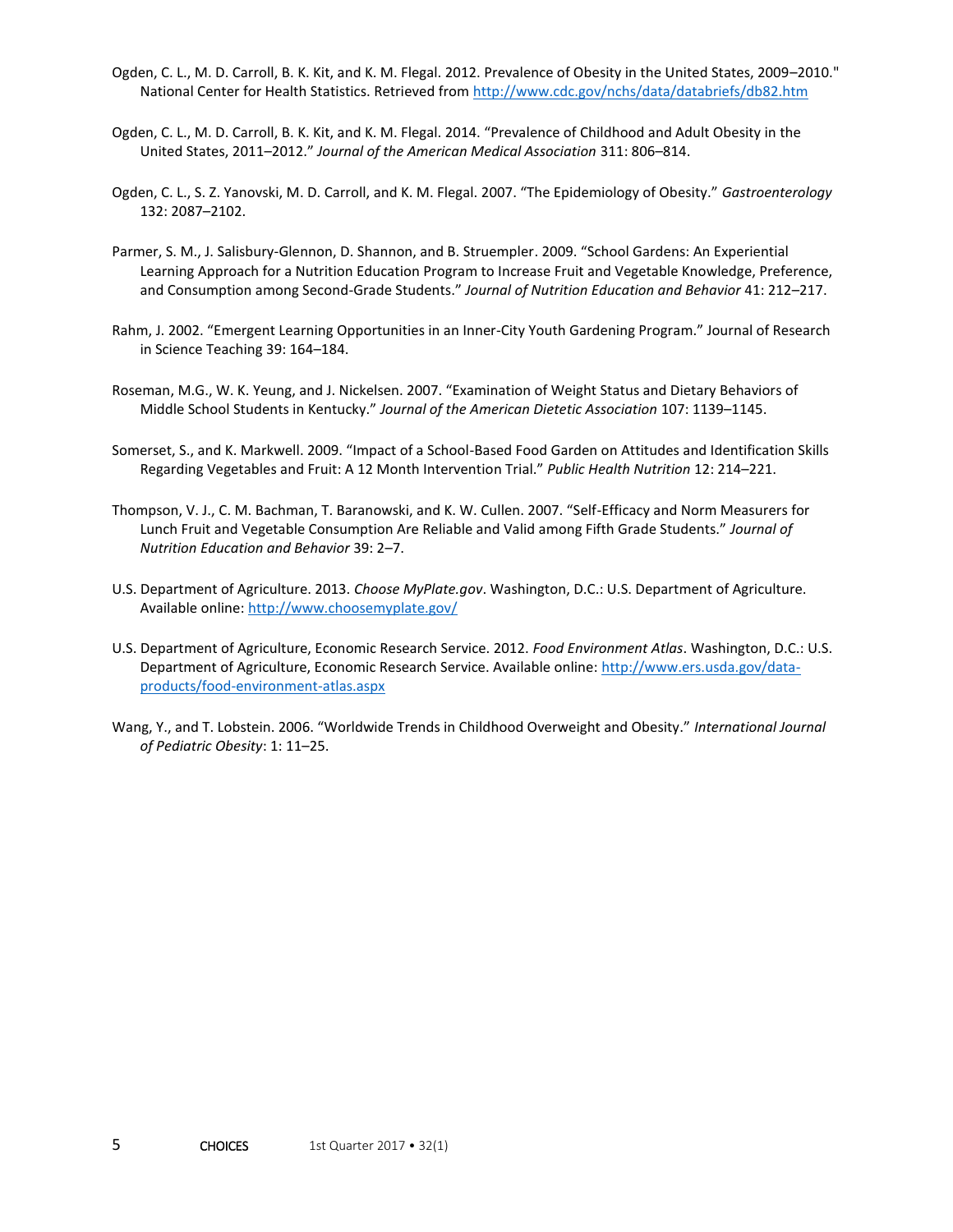Ogden, C. L., M. D. Carroll, B. K. Kit, and K. M. Flegal. 2012. Prevalence of Obesity in the United States, 2009–2010." National Center for Health Statistics. Retrieved from http://www.cdc.gov/nchs/data/databriefs/db82.htm

Ogden, C. L., M. D. Carroll, B. K. Kit, and K. M. Flegal. 2014. "Prevalence of Childhood and Adult Obesity in the United States, 2011–2012." *Journal of the American Medical Association* 311: 806–814.

Ogden, C. L., S. Z. Yanovski, M. D. Carroll, and K. M. Flegal. 2007. "The Epidemiology of Obesity." *Gastroenterology* 132: 2087–2102.

Parmer, S. M., J. Salisbury-Glennon, D. Shannon, and B. Struempler. 2009. "School Gardens: An Experiential Learning Approach for a Nutrition Education Program to Increase Fruit and Vegetable Knowledge, Preference, and Consumption among Second-Grade Students." *Journal of Nutrition Education and Behavior* 41: 212–217.

Rahm, J. 2002. "Emergent Learning Opportunities in an Inner-City Youth Gardening Program." Journal of Research in Science Teaching 39: 164–184.

Roseman, M.G., W. K. Yeung, and J. Nickelsen. 2007. "Examination of Weight Status and Dietary Behaviors of Middle School Students in Kentucky." *Journal of the American Dietetic Association* 107: 1139–1145.

Somerset, S., and K. Markwell. 2009. "Impact of a School-Based Food Garden on Attitudes and Identification Skills Regarding Vegetables and Fruit: A 12 Month Intervention Trial." *Public Health Nutrition* 12: 214–221.

Thompson, V. J., C. M. Bachman, T. Baranowski, and K. W. Cullen. 2007. "Self-Efficacy and Norm Measurers for Lunch Fruit and Vegetable Consumption Are Reliable and Valid among Fifth Grade Students." *Journal of Nutrition Education and Behavior* 39: 2–7.

U.S. Department of Agriculture. 2013. *Choose MyPlate.gov*. Washington, D.C.: U.S. Department of Agriculture. Available online: http://www.choosemyplate.gov/

U.S. Department of Agriculture, Economic Research Service. 2012. *Food Environment Atlas*. Washington, D.C.: U.S. Department of Agriculture, Economic Research Service. Available online: http://www.ers.usda.gov/data-products/food-environment-atlas.aspx

Wang, Y., and T. Lobstein. 2006. "Worldwide Trends in Childhood Overweight and Obesity." *International Journal of Pediatric Obesity*: 1: 11–25.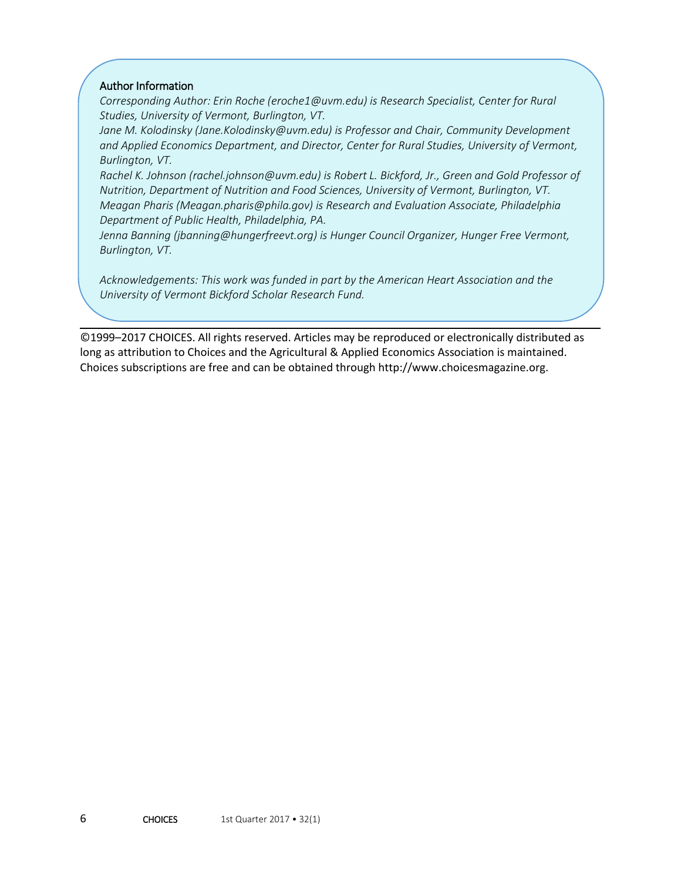Author Information

*Corresponding Author: Erin Roche (eroche1@uvm.edu) is Research Specialist, Center for Rural Studies, University of Vermont, Burlington, VT.*

*Jane M. Kolodinsky (Jane.Kolodinsky@uvm.edu) is Professor and Chair, Community Development and Applied Economics Department, and Director, Center for Rural Studies, University of Vermont, Burlington, VT.*

*Rachel K. Johnson (rachel.johnson@uvm.edu) is Robert L. Bickford, Jr., Green and Gold Professor of Nutrition, Department of Nutrition and Food Sciences, University of Vermont, Burlington, VT.*

*Meagan Pharis (Meagan.pharis@phila.gov) is Research and Evaluation Associate, Philadelphia Department of Public Health, Philadelphia, PA.*

*Jenna Banning (jbanning@hungerfreevt.org) is Hunger Council Organizer, Hunger Free Vermont, Burlington, VT.*

*Acknowledgements: This work was funded in part by the American Heart Association and the University of Vermont Bickford Scholar Research Fund.*

---

©1999–2017 CHOICES. All rights reserved. Articles may be reproduced or electronically distributed as long as attribution to Choices and the Agricultural & Applied Economics Association is maintained. Choices subscriptions are free and can be obtained through http://www.choicesmagazine.org.